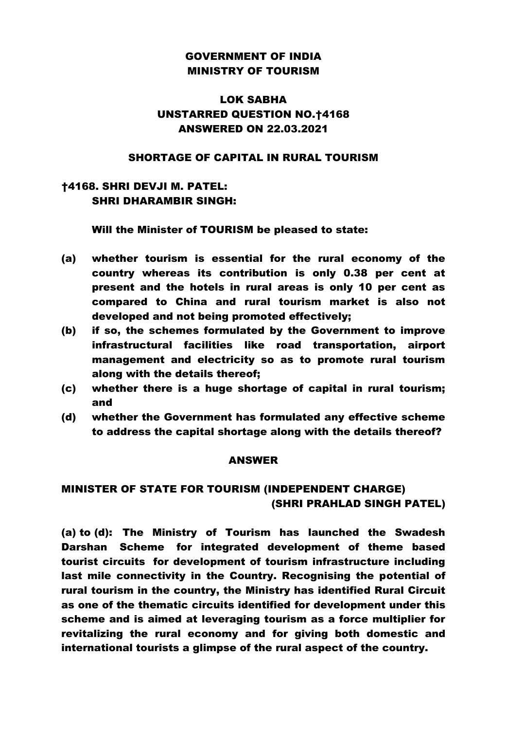**GOVERNMENT OF INDIA**
**MINISTRY OF TOURISM**

**LOK SABHA**
**UNSTARRED QUESTION NO.†4168**
**ANSWERED ON 22.03.2021**

**SHORTAGE OF CAPITAL IN RURAL TOURISM**

**†4168. SHRI DEVJI M. PATEL:**
**SHRI DHARAMBIR SINGH:**

**Will the Minister of TOURISM be pleased to state:**

**(a) whether tourism is essential for the rural economy of the country whereas its contribution is only 0.38 per cent at present and the hotels in rural areas is only 10 per cent as compared to China and rural tourism market is also not developed and not being promoted effectively;**

**(b) if so, the schemes formulated by the Government to improve infrastructural facilities like road transportation, airport management and electricity so as to promote rural tourism along with the details thereof;**

**(c) whether there is a huge shortage of capital in rural tourism; and**

**(d) whether the Government has formulated any effective scheme to address the capital shortage along with the details thereof?**

**ANSWER**

**MINISTER OF STATE FOR TOURISM (INDEPENDENT CHARGE)**
**(SHRI PRAHLAD SINGH PATEL)**

**(a) to (d): The Ministry of Tourism has launched the Swadesh Darshan Scheme for integrated development of theme based tourist circuits for development of tourism infrastructure including last mile connectivity in the Country. Recognising the potential of rural tourism in the country, the Ministry has identified Rural Circuit as one of the thematic circuits identified for development under this scheme and is aimed at leveraging tourism as a force multiplier for revitalizing the rural economy and for giving both domestic and international tourists a glimpse of the rural aspect of the country.**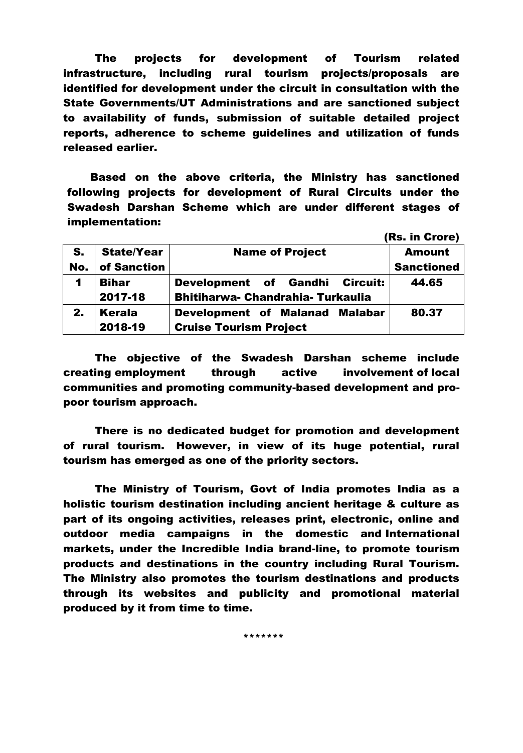**The projects for development of Tourism related infrastructure, including rural tourism projects/proposals are identified for development under the circuit in consultation with the State Governments/UT Administrations and are sanctioned subject to availability of funds, submission of suitable detailed project reports, adherence to scheme guidelines and utilization of funds released earlier.**

**Based on the above criteria, the Ministry has sanctioned following projects for development of Rural Circuits under the Swadesh Darshan Scheme which are under different stages of implementation:**

**(Rs. in Crore)**

| S. No. | State/Year of Sanction | Name of Project | Amount Sanctioned |
|---|---|---|---|
| 1 | Bihar 2017-18 | Development of Gandhi Circuit: Bhitiharwa- Chandrahia- Turkaulia | 44.65 |
| 2. | Kerala 2018-19 | Development of Malanad Malabar Cruise Tourism Project | 80.37 |

**The objective of the Swadesh Darshan scheme include creating employment through active involvement of local communities and promoting community-based development and pro-poor tourism approach.**

**There is no dedicated budget for promotion and development of rural tourism. However, in view of its huge potential, rural tourism has emerged as one of the priority sectors.**

**The Ministry of Tourism, Govt of India promotes India as a holistic tourism destination including ancient heritage & culture as part of its ongoing activities, releases print, electronic, online and outdoor media campaigns in the domestic and International markets, under the Incredible India brand-line, to promote tourism products and destinations in the country including Rural Tourism. The Ministry also promotes the tourism destinations and products through its websites and publicity and promotional material produced by it from time to time.**

*******